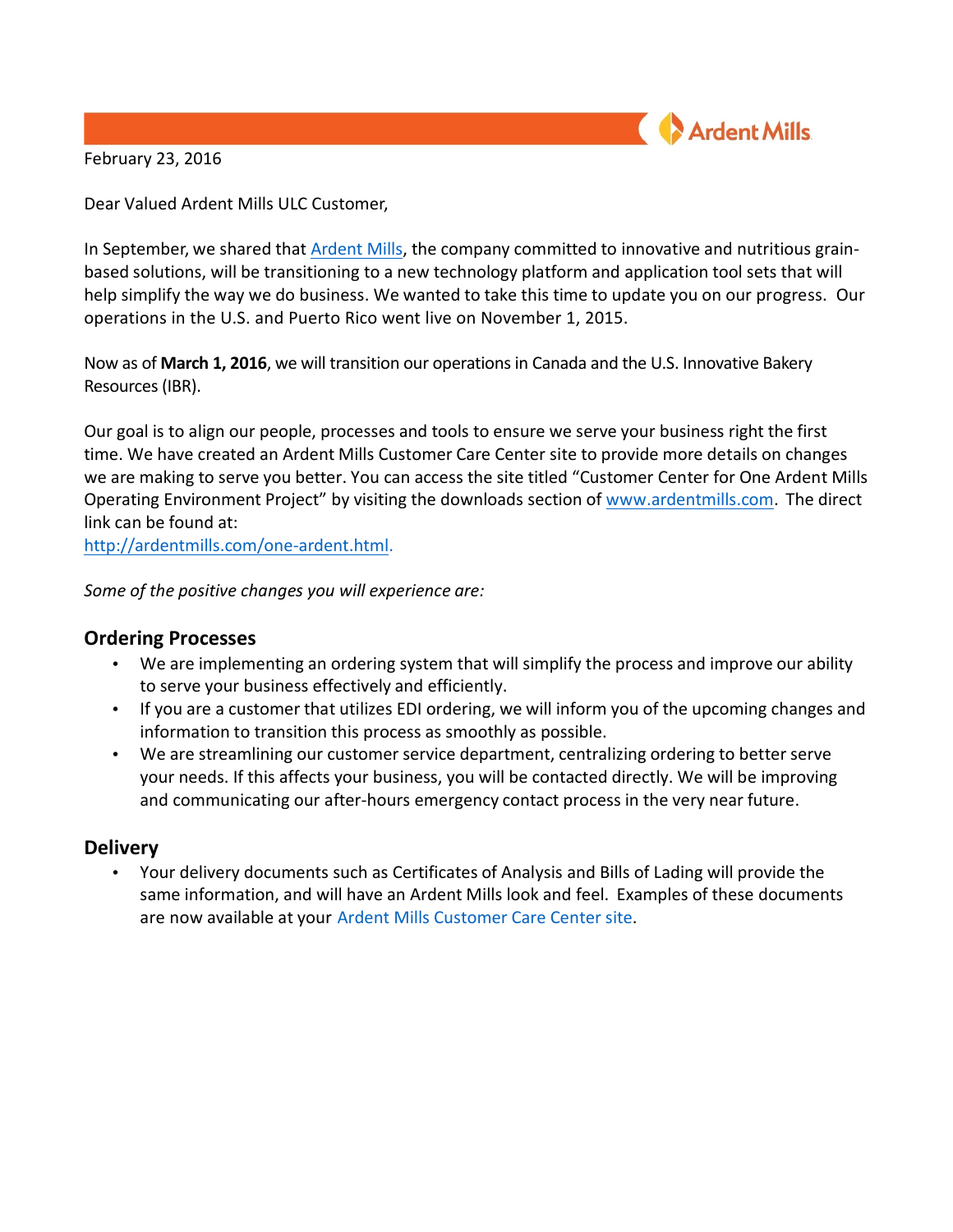February 23, 2016

Dear Valued Ardent Mills ULC Customer,

In September, we shared that Ardent Mills, the company committed to innovative and nutritious grain-based solutions, will be transitioning to a new technology platform and application tool sets that will help simplify the way we do business. We wanted to take this time to update you on our progress. Our operations in the U.S. and Puerto Rico went live on November 1, 2015.

Now as of **March 1, 2016**, we will transition our operations in Canada and the U.S. Innovative Bakery Resources (IBR).

Our goal is to align our people, processes and tools to ensure we serve your business right the first time. We have created an Ardent Mills Customer Care Center site to provide more details on changes we are making to serve you better. You can access the site titled "Customer Center for One Ardent Mills Operating Environment Project" by visiting the downloads section of www.ardentmills.com. The direct link can be found at:
http://ardentmills.com/one-ardent.html.

*Some of the positive changes you will experience are:*

## Ordering Processes

- We are implementing an ordering system that will simplify the process and improve our ability to serve your business effectively and efficiently.
- If you are a customer that utilizes EDI ordering, we will inform you of the upcoming changes and information to transition this process as smoothly as possible.
- We are streamlining our customer service department, centralizing ordering to better serve your needs. If this affects your business, you will be contacted directly. We will be improving and communicating our after-hours emergency contact process in the very near future.

## Delivery

- Your delivery documents such as Certificates of Analysis and Bills of Lading will provide the same information, and will have an Ardent Mills look and feel. Examples of these documents are now available at your Ardent Mills Customer Care Center site.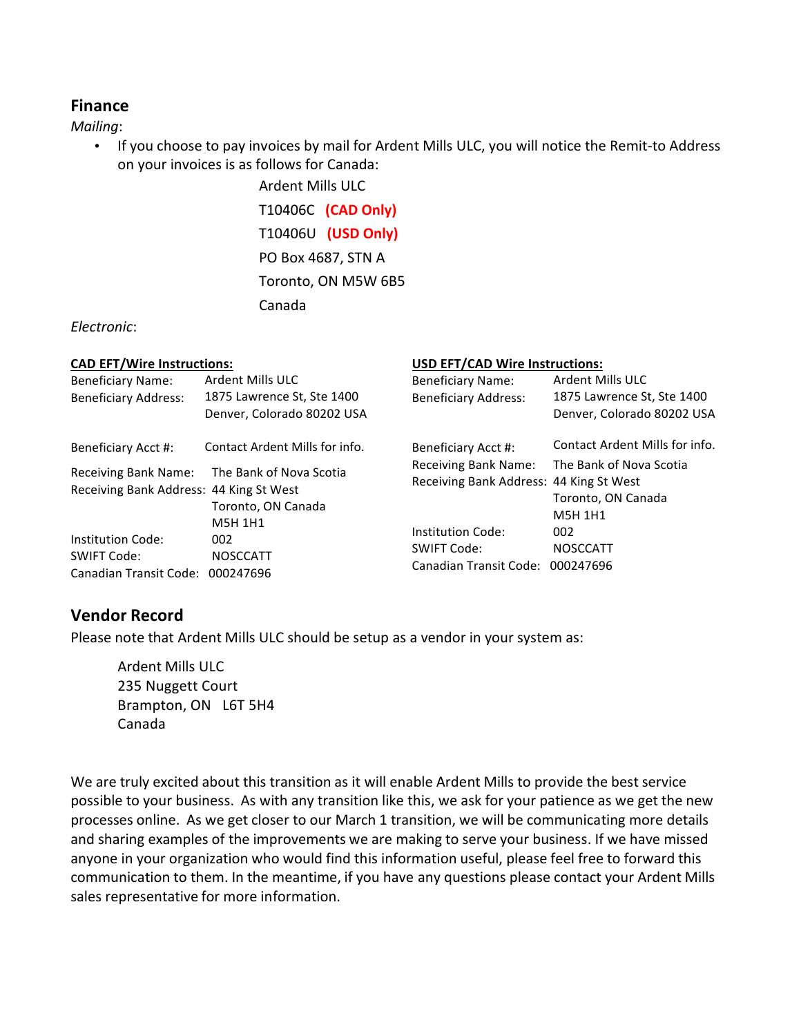## Finance

*Mailing*:

- If you choose to pay invoices by mail for Ardent Mills ULC, you will notice the Remit-to Address on your invoices is as follows for Canada:

  Ardent Mills ULC  
  T10406C **(CAD Only)**  
  T10406U **(USD Only)**  
  PO Box 4687, STN A  
  Toronto, ON M5W 6B5  
  Canada

*Electronic*:

**CAD EFT/Wire Instructions:**

| | |
|---|---|
| Beneficiary Name: | Ardent Mills ULC |
| Beneficiary Address: | 1875 Lawrence St, Ste 1400<br>Denver, Colorado 80202 USA |
| Beneficiary Acct #: | Contact Ardent Mills for info. |
| Receiving Bank Name: | The Bank of Nova Scotia |
| Receiving Bank Address: | 44 King St West<br>Toronto, ON Canada<br>M5H 1H1 |
| Institution Code: | 002 |
| SWIFT Code: | NOSCCATT |
| Canadian Transit Code: | 000247696 |

**USD EFT/CAD Wire Instructions:**

| | |
|---|---|
| Beneficiary Name: | Ardent Mills ULC |
| Beneficiary Address: | 1875 Lawrence St, Ste 1400<br>Denver, Colorado 80202 USA |
| Beneficiary Acct #: | Contact Ardent Mills for info. |
| Receiving Bank Name: | The Bank of Nova Scotia |
| Receiving Bank Address: | 44 King St West<br>Toronto, ON Canada<br>M5H 1H1 |
| Institution Code: | 002 |
| SWIFT Code: | NOSCCATT |
| Canadian Transit Code: | 000247696 |

## Vendor Record

Please note that Ardent Mills ULC should be setup as a vendor in your system as:

Ardent Mills ULC  
235 Nuggett Court  
Brampton, ON L6T 5H4  
Canada

We are truly excited about this transition as it will enable Ardent Mills to provide the best service possible to your business. As with any transition like this, we ask for your patience as we get the new processes online. As we get closer to our March 1 transition, we will be communicating more details and sharing examples of the improvements we are making to serve your business. If we have missed anyone in your organization who would find this information useful, please feel free to forward this communication to them. In the meantime, if you have any questions please contact your Ardent Mills sales representative for more information.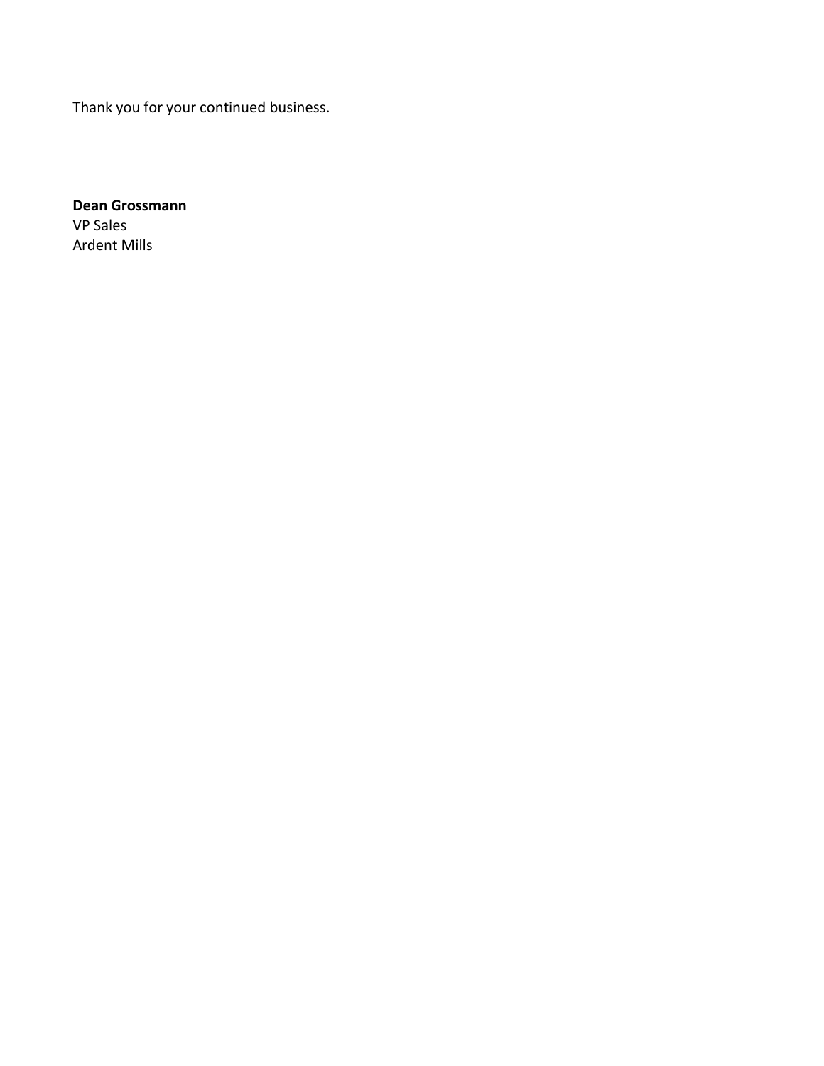Thank you for your continued business.

**Dean Grossmann**
VP Sales
Ardent Mills